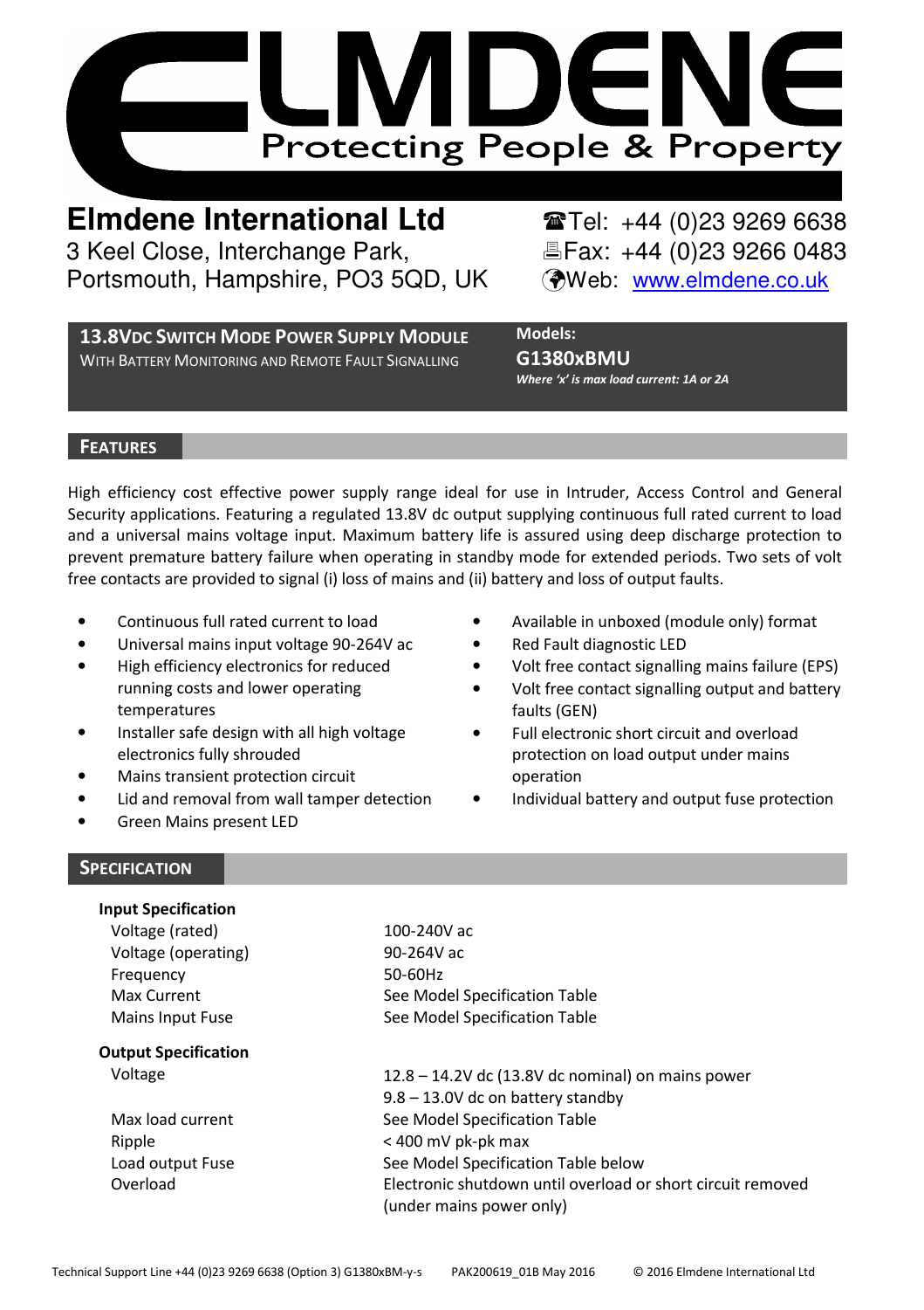# ELMDENE

Protecting People & Property

**Elmdene International Ltd**
3 Keel Close, Interchange Park,
Portsmouth, Hampshire, PO3 5QD, UK

☎Tel: +44 (0)23 9269 6638
Fax: +44 (0)23 9266 0483
Web: www.elmdene.co.uk

## 13.8VDC SWITCH MODE POWER SUPPLY MODULE

WITH BATTERY MONITORING AND REMOTE FAULT SIGNALLING

**Models:**
**G1380xBMU**
***Where 'x' is max load current: 1A or 2A***

## FEATURES

High efficiency cost effective power supply range ideal for use in Intruder, Access Control and General Security applications. Featuring a regulated 13.8V dc output supplying continuous full rated current to load and a universal mains voltage input. Maximum battery life is assured using deep discharge protection to prevent premature battery failure when operating in standby mode for extended periods. Two sets of volt free contacts are provided to signal (i) loss of mains and (ii) battery and loss of output faults.

- Continuous full rated current to load
- Universal mains input voltage 90-264V ac
- High efficiency electronics for reduced running costs and lower operating temperatures
- Installer safe design with all high voltage electronics fully shrouded
- Mains transient protection circuit
- Lid and removal from wall tamper detection
- Green Mains present LED
- Available in unboxed (module only) format
- Red Fault diagnostic LED
- Volt free contact signalling mains failure (EPS)
- Volt free contact signalling output and battery faults (GEN)
- Full electronic short circuit and overload protection on load output under mains operation
- Individual battery and output fuse protection

## SPECIFICATION

**Input Specification**

| | |
|---|---|
| Voltage (rated) | 100-240V ac |
| Voltage (operating) | 90-264V ac |
| Frequency | 50-60Hz |
| Max Current | See Model Specification Table |
| Mains Input Fuse | See Model Specification Table |

**Output Specification**

| | |
|---|---|
| Voltage | 12.8 – 14.2V dc (13.8V dc nominal) on mains power<br>9.8 – 13.0V dc on battery standby |
| Max load current | See Model Specification Table |
| Ripple | < 400 mV pk-pk max |
| Load output Fuse | See Model Specification Table below |
| Overload | Electronic shutdown until overload or short circuit removed (under mains power only) |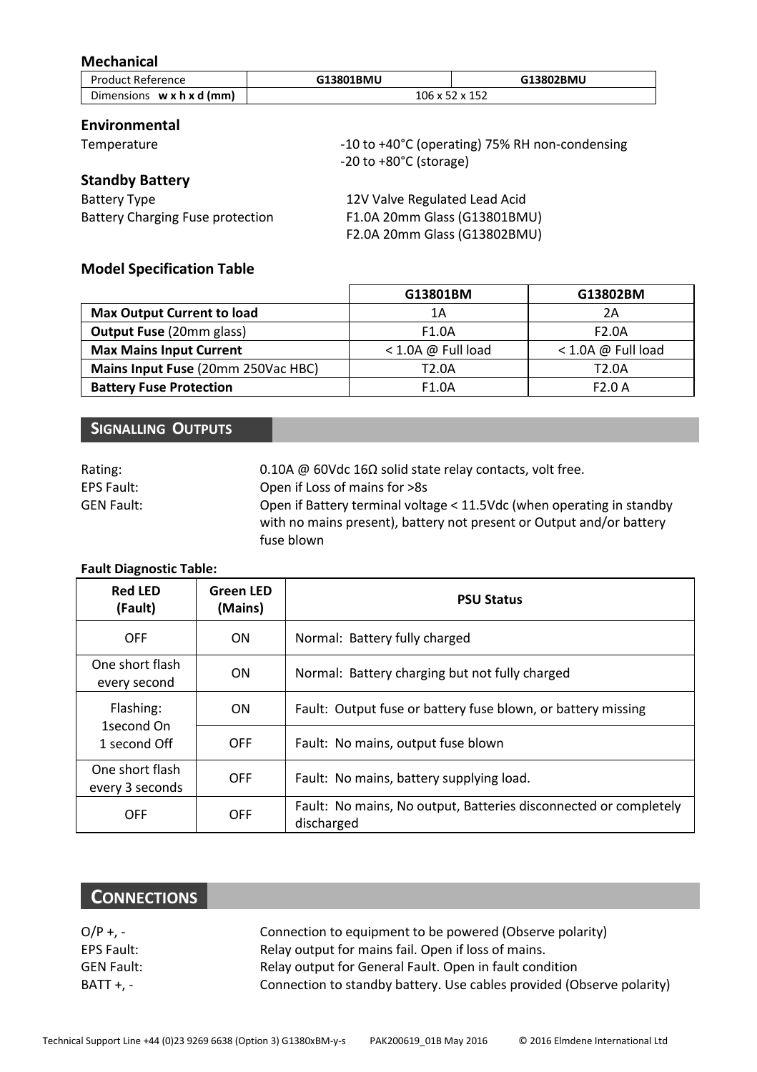### Mechanical

| Product Reference | G13801BMU | G13802BMU |
|---|---|---|
| Dimensions **w x h x d (mm)** | 106 x 52 x 152 | |

### Environmental

Temperature: -10 to +40°C (operating) 75% RH non-condensing
-20 to +80°C (storage)

### Standby Battery

Battery Type: 12V Valve Regulated Lead Acid
Battery Charging Fuse protection: F1.0A 20mm Glass (G13801BMU)
F2.0A 20mm Glass (G13802BMU)

### Model Specification Table

| | G13801BM | G13802BM |
|---|---|---|
| **Max Output Current to load** | 1A | 2A |
| **Output Fuse** (20mm glass) | F1.0A | F2.0A |
| **Max Mains Input Current** | < 1.0A @ Full load | < 1.0A @ Full load |
| **Mains Input Fuse** (20mm 250Vac HBC) | T2.0A | T2.0A |
| **Battery Fuse Protection** | F1.0A | F2.0 A |

## Signalling Outputs

Rating: 0.10A @ 60Vdc 16Ω solid state relay contacts, volt free.
EPS Fault: Open if Loss of mains for >8s
GEN Fault: Open if Battery terminal voltage < 11.5Vdc (when operating in standby with no mains present), battery not present or Output and/or battery fuse blown

**Fault Diagnostic Table:**

| Red LED (Fault) | Green LED (Mains) | PSU Status |
|---|---|---|
| OFF | ON | Normal: Battery fully charged |
| One short flash every second | ON | Normal: Battery charging but not fully charged |
| Flashing: 1second On 1 second Off | ON | Fault: Output fuse or battery fuse blown, or battery missing |
| | OFF | Fault: No mains, output fuse blown |
| One short flash every 3 seconds | OFF | Fault: No mains, battery supplying load. |
| OFF | OFF | Fault: No mains, No output, Batteries disconnected or completely discharged |

## Connections

O/P +, -: Connection to equipment to be powered (Observe polarity)
EPS Fault: Relay output for mains fail. Open if loss of mains.
GEN Fault: Relay output for General Fault. Open in fault condition
BATT +, -: Connection to standby battery. Use cables provided (Observe polarity)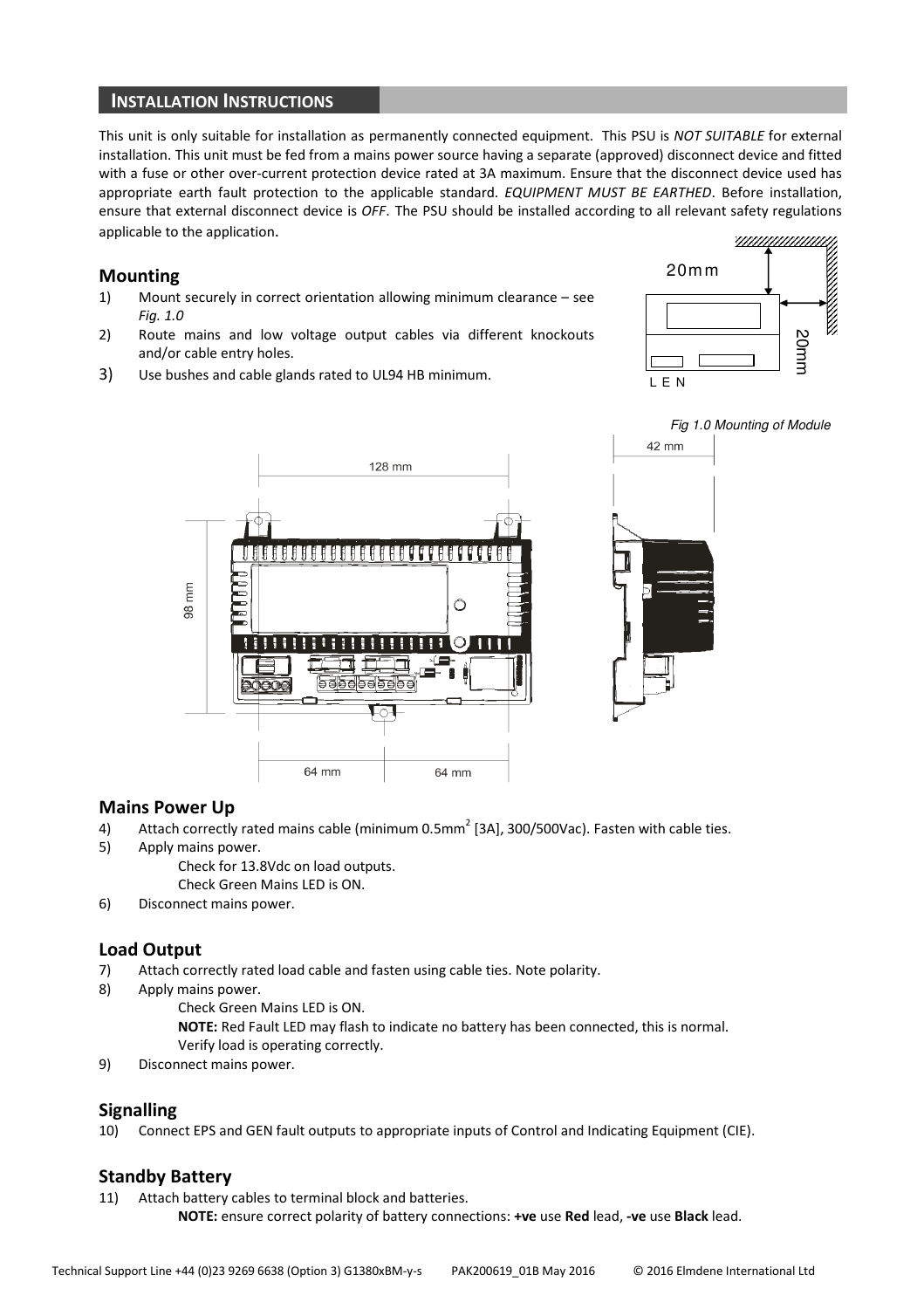## INSTALLATION INSTRUCTIONS

This unit is only suitable for installation as permanently connected equipment. This PSU is *NOT SUITABLE* for external installation. This unit must be fed from a mains power source having a separate (approved) disconnect device and fitted with a fuse or other over-current protection device rated at 3A maximum. Ensure that the disconnect device used has appropriate earth fault protection to the applicable standard. *EQUIPMENT MUST BE EARTHED*. Before installation, ensure that external disconnect device is *OFF*. The PSU should be installed according to all relevant safety regulations applicable to the application.

### Mounting

1) Mount securely in correct orientation allowing minimum clearance – see *Fig. 1.0*
2) Route mains and low voltage output cables via different knockouts and/or cable entry holes.
3) Use bushes and cable glands rated to UL94 HB minimum.

*Fig 1.0 Mounting of Module*

### Mains Power Up

4) Attach correctly rated mains cable (minimum 0.5mm$^2$ [3A], 300/500Vac). Fasten with cable ties.
5) Apply mains power.
   Check for 13.8Vdc on load outputs.
   Check Green Mains LED is ON.
6) Disconnect mains power.

### Load Output

7) Attach correctly rated load cable and fasten using cable ties. Note polarity.
8) Apply mains power.
   Check Green Mains LED is ON.
   **NOTE:** Red Fault LED may flash to indicate no battery has been connected, this is normal.
   Verify load is operating correctly.
9) Disconnect mains power.

### Signalling

10) Connect EPS and GEN fault outputs to appropriate inputs of Control and Indicating Equipment (CIE).

### Standby Battery

11) Attach battery cables to terminal block and batteries.
    **NOTE:** ensure correct polarity of battery connections: **+ve** use **Red** lead, **-ve** use **Black** lead.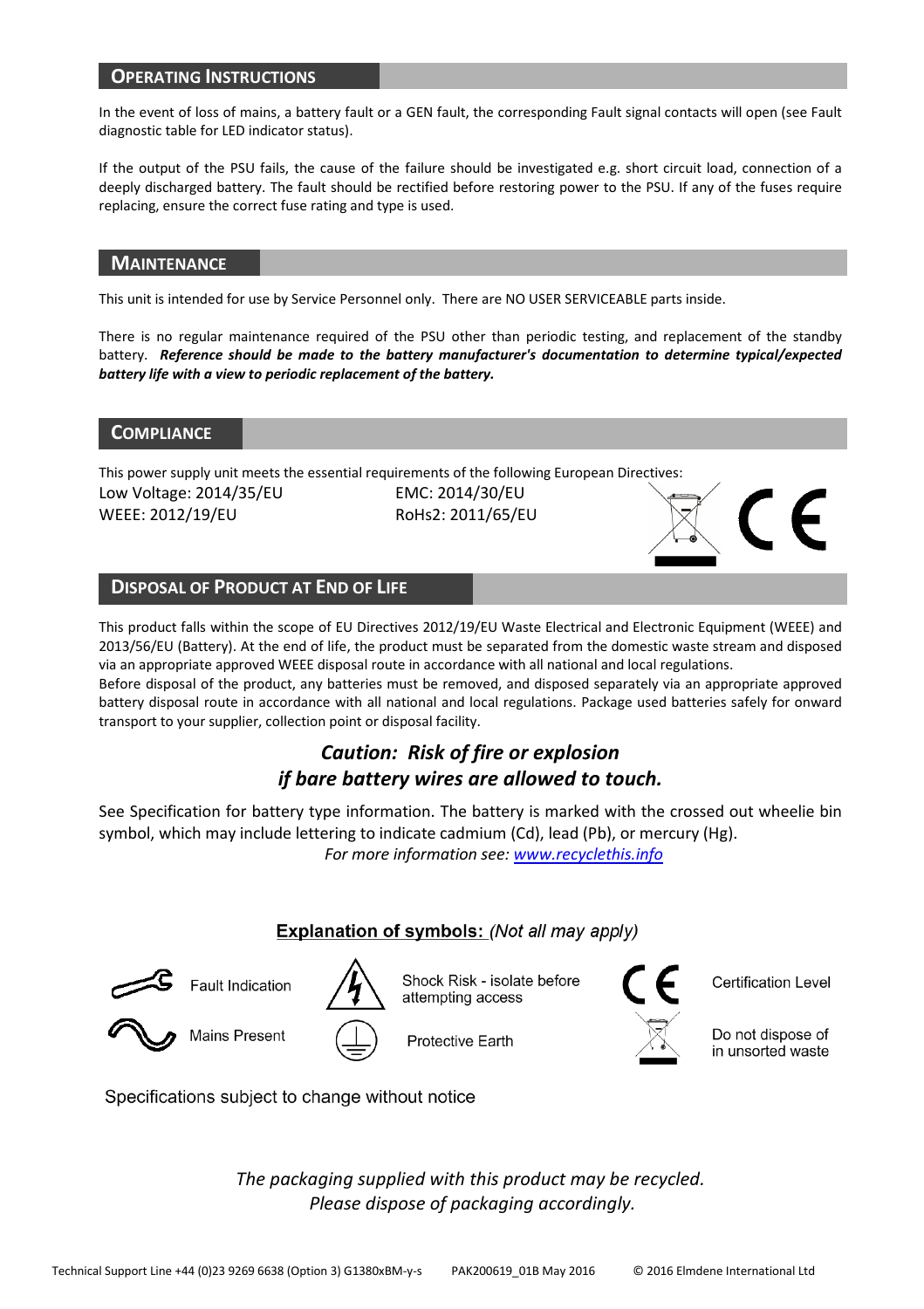## Operating Instructions

In the event of loss of mains, a battery fault or a GEN fault, the corresponding Fault signal contacts will open (see Fault diagnostic table for LED indicator status).

If the output of the PSU fails, the cause of the failure should be investigated e.g. short circuit load, connection of a deeply discharged battery. The fault should be rectified before restoring power to the PSU. If any of the fuses require replacing, ensure the correct fuse rating and type is used.

## Maintenance

This unit is intended for use by Service Personnel only. There are NO USER SERVICEABLE parts inside.

There is no regular maintenance required of the PSU other than periodic testing, and replacement of the standby battery. ***Reference should be made to the battery manufacturer's documentation to determine typical/expected battery life with a view to periodic replacement of the battery.***

## Compliance

This power supply unit meets the essential requirements of the following European Directives:

Low Voltage: 2014/35/EU
EMC: 2014/30/EU
WEEE: 2012/19/EU
RoHs2: 2011/65/EU

## Disposal of Product at End of Life

This product falls within the scope of EU Directives 2012/19/EU Waste Electrical and Electronic Equipment (WEEE) and 2013/56/EU (Battery). At the end of life, the product must be separated from the domestic waste stream and disposed via an appropriate approved WEEE disposal route in accordance with all national and local regulations.
Before disposal of the product, any batteries must be removed, and disposed separately via an appropriate approved battery disposal route in accordance with all national and local regulations. Package used batteries safely for onward transport to your supplier, collection point or disposal facility.

***Caution: Risk of fire or explosion if bare battery wires are allowed to touch.***

See Specification for battery type information. The battery is marked with the crossed out wheelie bin symbol, which may include lettering to indicate cadmium (Cd), lead (Pb), or mercury (Hg).

*For more information see: www.recyclethis.info*

**Explanation of symbols:** *(Not all may apply)*

- Fault Indication
- Mains Present
- Shock Risk - isolate before attempting access
- Protective Earth
- Certification Level
- Do not dispose of in unsorted waste

Specifications subject to change without notice

*The packaging supplied with this product may be recycled. Please dispose of packaging accordingly.*

Technical Support Line +44 (0)23 9269 6638 (Option 3) G1380xBM-y-s PAK200619_01B May 2016 © 2016 Elmdene International Ltd